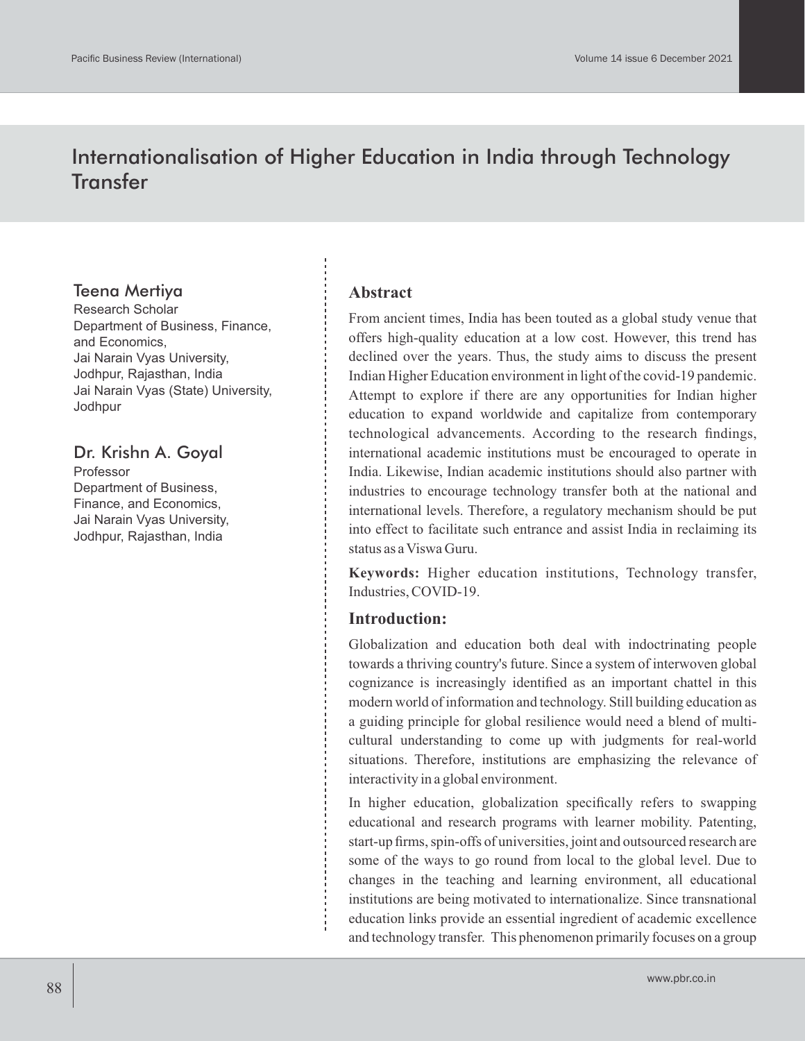# Internationalisation of Higher Education in India through Technology Transfer

## Teena Mertiya

Research Scholar
Department of Business, Finance, and Economics,
Jai Narain Vyas University,
Jodhpur, Rajasthan, India
Jai Narain Vyas (State) University, Jodhpur

## Dr. Krishn A. Goyal

Professor
Department of Business, Finance, and Economics,
Jai Narain Vyas University,
Jodhpur, Rajasthan, India

### Abstract

From ancient times, India has been touted as a global study venue that offers high-quality education at a low cost. However, this trend has declined over the years. Thus, the study aims to discuss the present Indian Higher Education environment in light of the covid-19 pandemic. Attempt to explore if there are any opportunities for Indian higher education to expand worldwide and capitalize from contemporary technological advancements. According to the research findings, international academic institutions must be encouraged to operate in India. Likewise, Indian academic institutions should also partner with industries to encourage technology transfer both at the national and international levels. Therefore, a regulatory mechanism should be put into effect to facilitate such entrance and assist India in reclaiming its status as a Viswa Guru.

**Keywords:** Higher education institutions, Technology transfer, Industries, COVID-19.

### Introduction:

Globalization and education both deal with indoctrinating people towards a thriving country's future. Since a system of interwoven global cognizance is increasingly identified as an important chattel in this modern world of information and technology. Still building education as a guiding principle for global resilience would need a blend of multi-cultural understanding to come up with judgments for real-world situations. Therefore, institutions are emphasizing the relevance of interactivity in a global environment.

In higher education, globalization specifically refers to swapping educational and research programs with learner mobility. Patenting, start-up firms, spin-offs of universities, joint and outsourced research are some of the ways to go round from local to the global level. Due to changes in the teaching and learning environment, all educational institutions are being motivated to internationalize. Since transnational education links provide an essential ingredient of academic excellence and technology transfer. This phenomenon primarily focuses on a group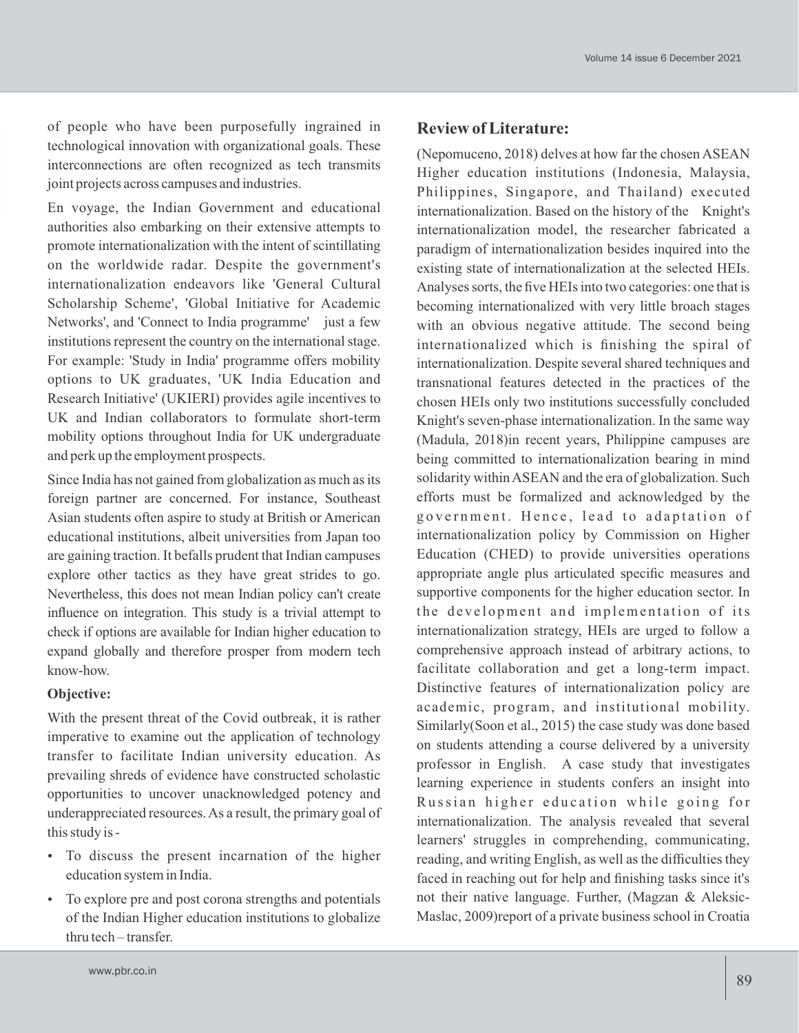of people who have been purposefully ingrained in technological innovation with organizational goals. These interconnections are often recognized as tech transmits joint projects across campuses and industries.

En voyage, the Indian Government and educational authorities also embarking on their extensive attempts to promote internationalization with the intent of scintillating on the worldwide radar. Despite the government's internationalization endeavors like 'General Cultural Scholarship Scheme', 'Global Initiative for Academic Networks', and 'Connect to India programme' just a few institutions represent the country on the international stage. For example: 'Study in India' programme offers mobility options to UK graduates, 'UK India Education and Research Initiative' (UKIERI) provides agile incentives to UK and Indian collaborators to formulate short-term mobility options throughout India for UK undergraduate and perk up the employment prospects.

Since India has not gained from globalization as much as its foreign partner are concerned. For instance, Southeast Asian students often aspire to study at British or American educational institutions, albeit universities from Japan too are gaining traction. It befalls prudent that Indian campuses explore other tactics as they have great strides to go. Nevertheless, this does not mean Indian policy can't create influence on integration. This study is a trivial attempt to check if options are available for Indian higher education to expand globally and therefore prosper from modern tech know-how.

**Objective:**

With the present threat of the Covid outbreak, it is rather imperative to examine out the application of technology transfer to facilitate Indian university education. As prevailing shreds of evidence have constructed scholastic opportunities to uncover unacknowledged potency and underappreciated resources. As a result, the primary goal of this study is -

- To discuss the present incarnation of the higher education system in India.
- To explore pre and post corona strengths and potentials of the Indian Higher education institutions to globalize thru tech – transfer.

## Review of Literature:

(Nepomuceno, 2018) delves at how far the chosen ASEAN Higher education institutions (Indonesia, Malaysia, Philippines, Singapore, and Thailand) executed internationalization. Based on the history of the Knight's internationalization model, the researcher fabricated a paradigm of internationalization besides inquired into the existing state of internationalization at the selected HEIs. Analyses sorts, the five HEIs into two categories: one that is becoming internationalized with very little broach stages with an obvious negative attitude. The second being internationalized which is finishing the spiral of internationalization. Despite several shared techniques and transnational features detected in the practices of the chosen HEIs only two institutions successfully concluded Knight's seven-phase internationalization. In the same way (Madula, 2018)in recent years, Philippine campuses are being committed to internationalization bearing in mind solidarity within ASEAN and the era of globalization. Such efforts must be formalized and acknowledged by the government. Hence, lead to adaptation of internationalization policy by Commission on Higher Education (CHED) to provide universities operations appropriate angle plus articulated specific measures and supportive components for the higher education sector. In the development and implementation of its internationalization strategy, HEIs are urged to follow a comprehensive approach instead of arbitrary actions, to facilitate collaboration and get a long-term impact. Distinctive features of internationalization policy are academic, program, and institutional mobility. Similarly(Soon et al., 2015) the case study was done based on students attending a course delivered by a university professor in English. A case study that investigates learning experience in students confers an insight into Russian higher education while going for internationalization. The analysis revealed that several learners' struggles in comprehending, communicating, reading, and writing English, as well as the difficulties they faced in reaching out for help and finishing tasks since it's not their native language. Further, (Magzan & Aleksic-Maslac, 2009)report of a private business school in Croatia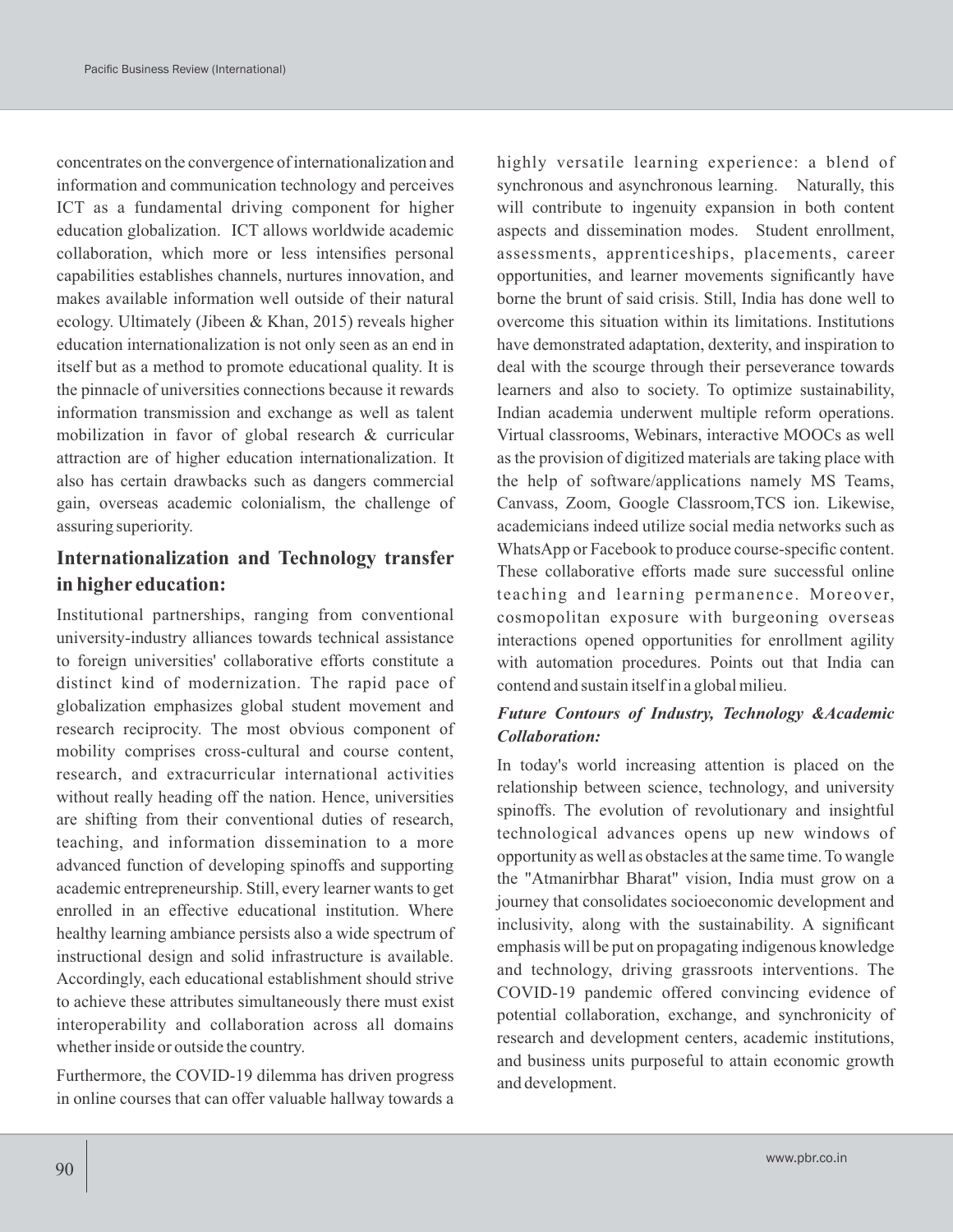concentrates on the convergence of internationalization and information and communication technology and perceives ICT as a fundamental driving component for higher education globalization. ICT allows worldwide academic collaboration, which more or less intensifies personal capabilities establishes channels, nurtures innovation, and makes available information well outside of their natural ecology. Ultimately (Jibeen & Khan, 2015) reveals higher education internationalization is not only seen as an end in itself but as a method to promote educational quality. It is the pinnacle of universities connections because it rewards information transmission and exchange as well as talent mobilization in favor of global research & curricular attraction are of higher education internationalization. It also has certain drawbacks such as dangers commercial gain, overseas academic colonialism, the challenge of assuring superiority.

## Internationalization and Technology transfer in higher education:

Institutional partnerships, ranging from conventional university-industry alliances towards technical assistance to foreign universities' collaborative efforts constitute a distinct kind of modernization. The rapid pace of globalization emphasizes global student movement and research reciprocity. The most obvious component of mobility comprises cross-cultural and course content, research, and extracurricular international activities without really heading off the nation. Hence, universities are shifting from their conventional duties of research, teaching, and information dissemination to a more advanced function of developing spinoffs and supporting academic entrepreneurship. Still, every learner wants to get enrolled in an effective educational institution. Where healthy learning ambiance persists also a wide spectrum of instructional design and solid infrastructure is available. Accordingly, each educational establishment should strive to achieve these attributes simultaneously there must exist interoperability and collaboration across all domains whether inside or outside the country.

Furthermore, the COVID-19 dilemma has driven progress in online courses that can offer valuable hallway towards a highly versatile learning experience: a blend of synchronous and asynchronous learning. Naturally, this will contribute to ingenuity expansion in both content aspects and dissemination modes. Student enrollment, assessments, apprenticeships, placements, career opportunities, and learner movements significantly have borne the brunt of said crisis. Still, India has done well to overcome this situation within its limitations. Institutions have demonstrated adaptation, dexterity, and inspiration to deal with the scourge through their perseverance towards learners and also to society. To optimize sustainability, Indian academia underwent multiple reform operations. Virtual classrooms, Webinars, interactive MOOCs as well as the provision of digitized materials are taking place with the help of software/applications namely MS Teams, Canvass, Zoom, Google Classroom,TCS ion. Likewise, academicians indeed utilize social media networks such as WhatsApp or Facebook to produce course-specific content. These collaborative efforts made sure successful online teaching and learning permanence. Moreover, cosmopolitan exposure with burgeoning overseas interactions opened opportunities for enrollment agility with automation procedures. Points out that India can contend and sustain itself in a global milieu.

### *Future Contours of Industry, Technology &Academic Collaboration:*

In today's world increasing attention is placed on the relationship between science, technology, and university spinoffs. The evolution of revolutionary and insightful technological advances opens up new windows of opportunity as well as obstacles at the same time. To wangle the "Atmanirbhar Bharat" vision, India must grow on a journey that consolidates socioeconomic development and inclusivity, along with the sustainability. A significant emphasis will be put on propagating indigenous knowledge and technology, driving grassroots interventions. The COVID-19 pandemic offered convincing evidence of potential collaboration, exchange, and synchronicity of research and development centers, academic institutions, and business units purposeful to attain economic growth and development.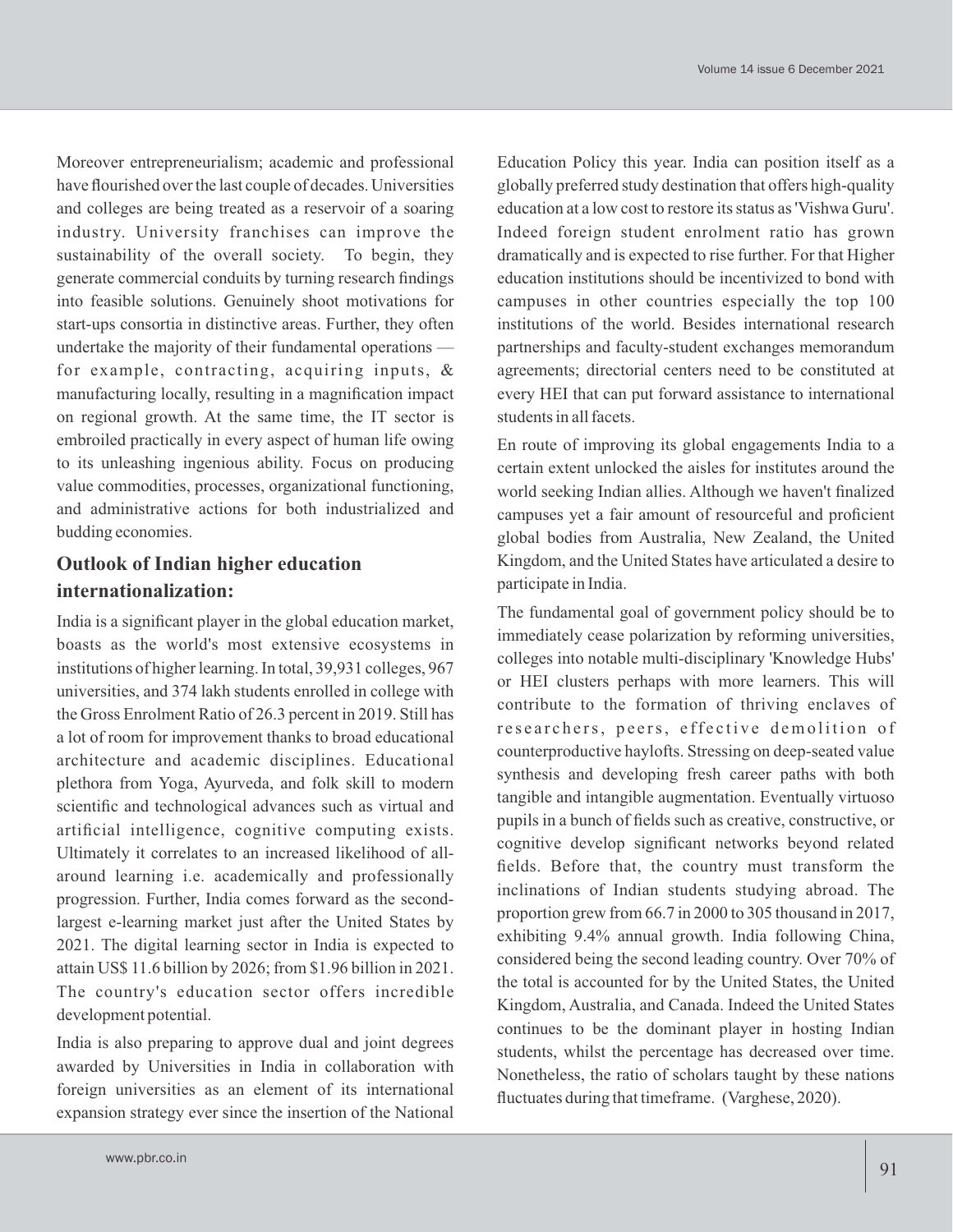Moreover entrepreneurialism; academic and professional have flourished over the last couple of decades. Universities and colleges are being treated as a reservoir of a soaring industry. University franchises can improve the sustainability of the overall society. To begin, they generate commercial conduits by turning research findings into feasible solutions. Genuinely shoot motivations for start-ups consortia in distinctive areas. Further, they often undertake the majority of their fundamental operations — for example, contracting, acquiring inputs, & manufacturing locally, resulting in a magnification impact on regional growth. At the same time, the IT sector is embroiled practically in every aspect of human life owing to its unleashing ingenious ability. Focus on producing value commodities, processes, organizational functioning, and administrative actions for both industrialized and budding economies.

## Outlook of Indian higher education internationalization:

India is a significant player in the global education market, boasts as the world's most extensive ecosystems in institutions of higher learning. In total, 39,931 colleges, 967 universities, and 374 lakh students enrolled in college with the Gross Enrolment Ratio of 26.3 percent in 2019. Still has a lot of room for improvement thanks to broad educational architecture and academic disciplines. Educational plethora from Yoga, Ayurveda, and folk skill to modern scientific and technological advances such as virtual and artificial intelligence, cognitive computing exists. Ultimately it correlates to an increased likelihood of all-around learning i.e. academically and professionally progression. Further, India comes forward as the second-largest e-learning market just after the United States by 2021. The digital learning sector in India is expected to attain US$ 11.6 billion by 2026; from $1.96 billion in 2021. The country's education sector offers incredible development potential.

India is also preparing to approve dual and joint degrees awarded by Universities in India in collaboration with foreign universities as an element of its international expansion strategy ever since the insertion of the National Education Policy this year. India can position itself as a globally preferred study destination that offers high-quality education at a low cost to restore its status as 'Vishwa Guru'. Indeed foreign student enrolment ratio has grown dramatically and is expected to rise further. For that Higher education institutions should be incentivized to bond with campuses in other countries especially the top 100 institutions of the world. Besides international research partnerships and faculty-student exchanges memorandum agreements; directorial centers need to be constituted at every HEI that can put forward assistance to international students in all facets.

En route of improving its global engagements India to a certain extent unlocked the aisles for institutes around the world seeking Indian allies. Although we haven't finalized campuses yet a fair amount of resourceful and proficient global bodies from Australia, New Zealand, the United Kingdom, and the United States have articulated a desire to participate in India.

The fundamental goal of government policy should be to immediately cease polarization by reforming universities, colleges into notable multi-disciplinary 'Knowledge Hubs' or HEI clusters perhaps with more learners. This will contribute to the formation of thriving enclaves of researchers, peers, effective demolition of counterproductive haylofts. Stressing on deep-seated value synthesis and developing fresh career paths with both tangible and intangible augmentation. Eventually virtuoso pupils in a bunch of fields such as creative, constructive, or cognitive develop significant networks beyond related fields. Before that, the country must transform the inclinations of Indian students studying abroad. The proportion grew from 66.7 in 2000 to 305 thousand in 2017, exhibiting 9.4% annual growth. India following China, considered being the second leading country. Over 70% of the total is accounted for by the United States, the United Kingdom, Australia, and Canada. Indeed the United States continues to be the dominant player in hosting Indian students, whilst the percentage has decreased over time. Nonetheless, the ratio of scholars taught by these nations fluctuates during that timeframe. (Varghese, 2020).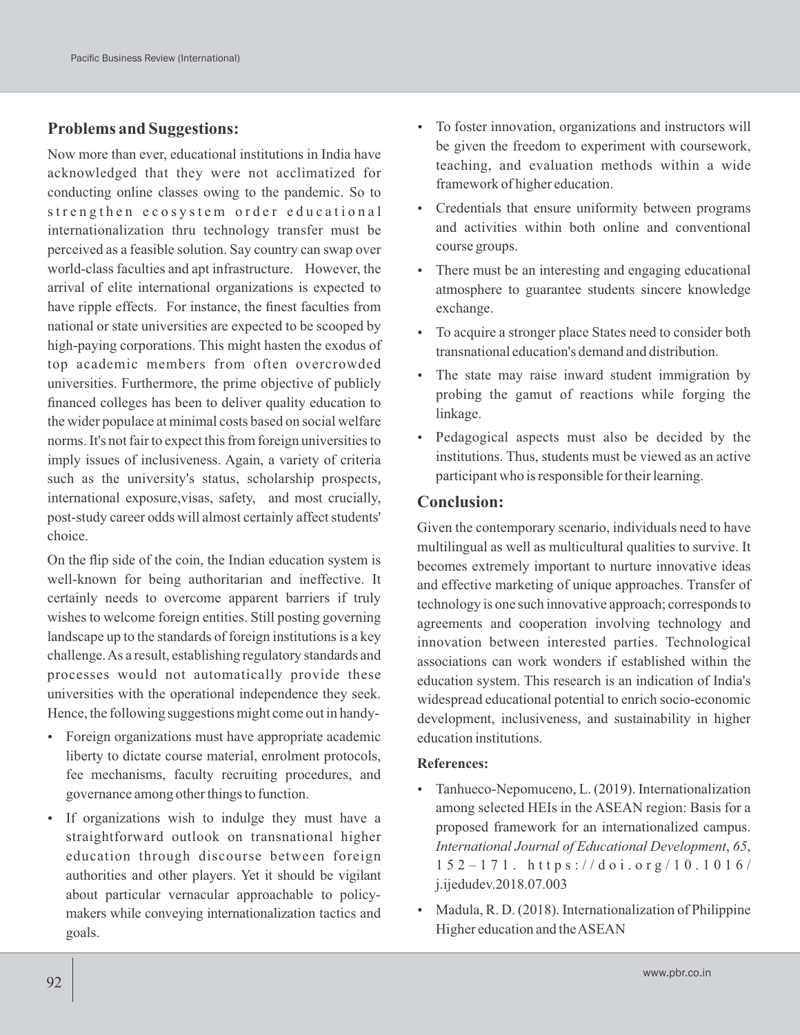## Problems and Suggestions:

Now more than ever, educational institutions in India have acknowledged that they were not acclimatized for conducting online classes owing to the pandemic. So to strengthen ecosystem order educational internationalization thru technology transfer must be perceived as a feasible solution. Say country can swap over world-class faculties and apt infrastructure. However, the arrival of elite international organizations is expected to have ripple effects. For instance, the finest faculties from national or state universities are expected to be scooped by high-paying corporations. This might hasten the exodus of top academic members from often overcrowded universities. Furthermore, the prime objective of publicly financed colleges has been to deliver quality education to the wider populace at minimal costs based on social welfare norms. It's not fair to expect this from foreign universities to imply issues of inclusiveness. Again, a variety of criteria such as the university's status, scholarship prospects, international exposure,visas, safety, and most crucially, post-study career odds will almost certainly affect students' choice.

On the flip side of the coin, the Indian education system is well-known for being authoritarian and ineffective. It certainly needs to overcome apparent barriers if truly wishes to welcome foreign entities. Still posting governing landscape up to the standards of foreign institutions is a key challenge. As a result, establishing regulatory standards and processes would not automatically provide these universities with the operational independence they seek. Hence, the following suggestions might come out in handy-

- Foreign organizations must have appropriate academic liberty to dictate course material, enrolment protocols, fee mechanisms, faculty recruiting procedures, and governance among other things to function.
- If organizations wish to indulge they must have a straightforward outlook on transnational higher education through discourse between foreign authorities and other players. Yet it should be vigilant about particular vernacular approachable to policy-makers while conveying internationalization tactics and goals.
- To foster innovation, organizations and instructors will be given the freedom to experiment with coursework, teaching, and evaluation methods within a wide framework of higher education.
- Credentials that ensure uniformity between programs and activities within both online and conventional course groups.
- There must be an interesting and engaging educational atmosphere to guarantee students sincere knowledge exchange.
- To acquire a stronger place States need to consider both transnational education's demand and distribution.
- The state may raise inward student immigration by probing the gamut of reactions while forging the linkage.
- Pedagogical aspects must also be decided by the institutions. Thus, students must be viewed as an active participant who is responsible for their learning.

## Conclusion:

Given the contemporary scenario, individuals need to have multilingual as well as multicultural qualities to survive. It becomes extremely important to nurture innovative ideas and effective marketing of unique approaches. Transfer of technology is one such innovative approach; corresponds to agreements and cooperation involving technology and innovation between interested parties. Technological associations can work wonders if established within the education system. This research is an indication of India's widespread educational potential to enrich socio-economic development, inclusiveness, and sustainability in higher education institutions.

### References:

- Tanhueco-Nepomuceno, L. (2019). Internationalization among selected HEIs in the ASEAN region: Basis for a proposed framework for an internationalized campus. *International Journal of Educational Development*, *65*, 152–171. https://doi.org/10.1016/j.ijedudev.2018.07.003
- Madula, R. D. (2018). Internationalization of Philippine Higher education and the ASEAN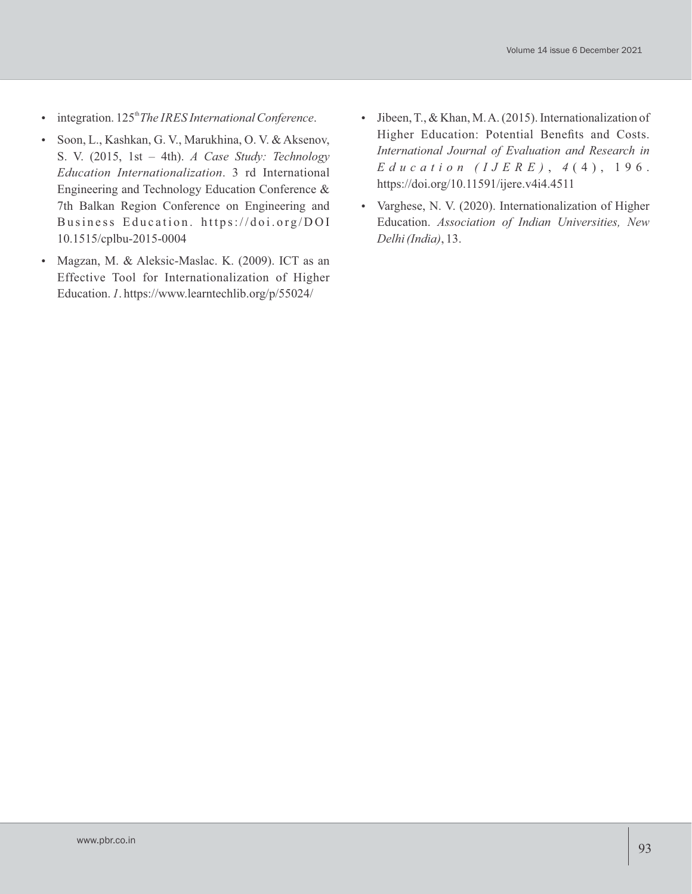- integration. 125th *The IRES International Conference*.
- Soon, L., Kashkan, G. V., Marukhina, O. V. & Aksenov, S. V. (2015, 1st – 4th). *A Case Study: Technology Education Internationalization*. 3 rd International Engineering and Technology Education Conference & 7th Balkan Region Conference on Engineering and Business Education. https://doi.org/DOI 10.1515/cplbu-2015-0004
- Magzan, M. & Aleksic-Maslac. K. (2009). ICT as an Effective Tool for Internationalization of Higher Education. *1*. https://www.learntechlib.org/p/55024/
- Jibeen, T., & Khan, M. A. (2015). Internationalization of Higher Education: Potential Benefits and Costs. *International Journal of Evaluation and Research in Education (IJERE)*, *4*(4), 196. https://doi.org/10.11591/ijere.v4i4.4511
- Varghese, N. V. (2020). Internationalization of Higher Education. *Association of Indian Universities, New Delhi (India)*, 13.